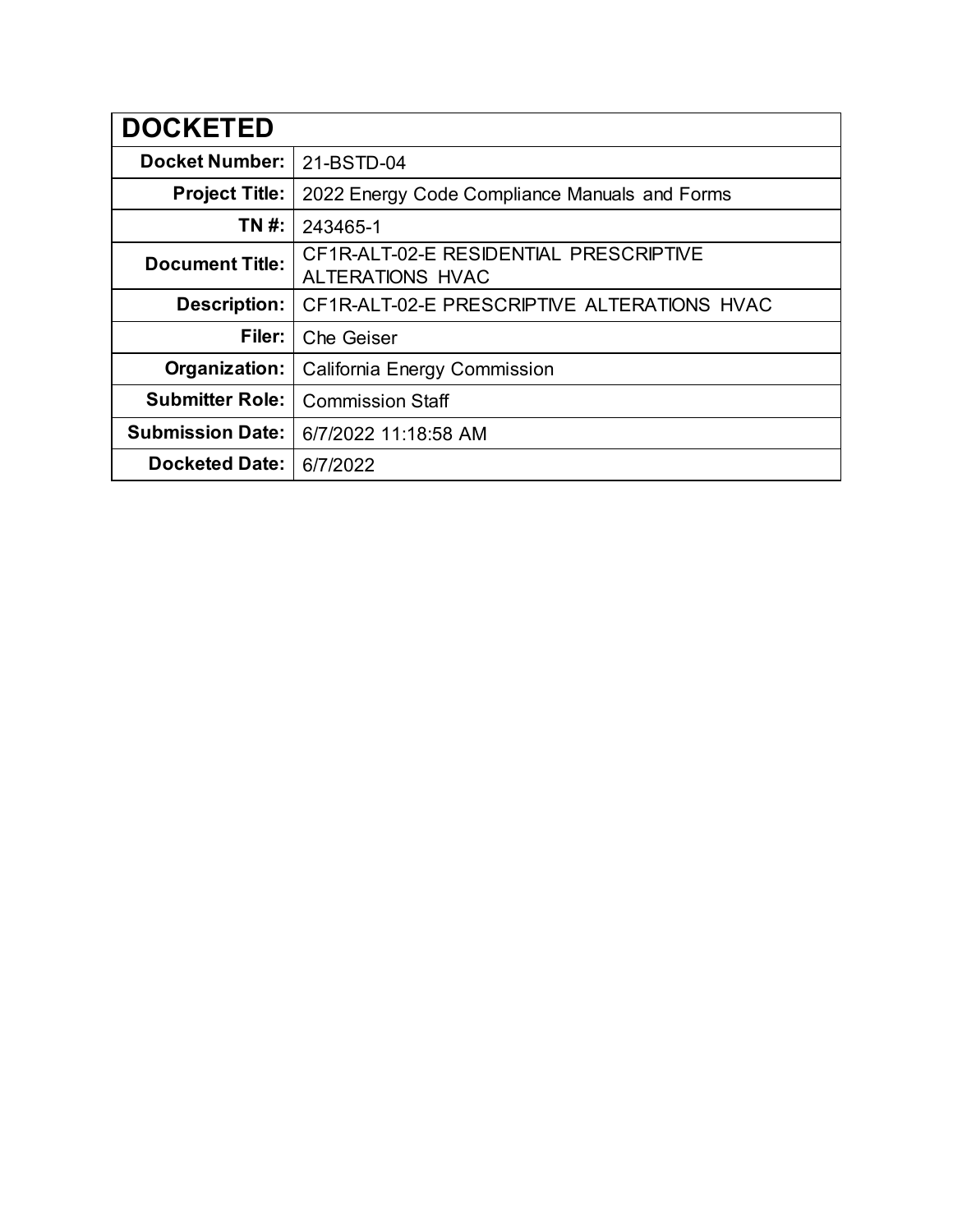| DOCKETED | |
|---|---|
| **Docket Number:** | 21-BSTD-04 |
| **Project Title:** | 2022 Energy Code Compliance Manuals and Forms |
| **TN #:** | 243465-1 |
| **Document Title:** | CF1R-ALT-02-E RESIDENTIAL PRESCRIPTIVE ALTERATIONS HVAC |
| **Description:** | CF1R-ALT-02-E PRESCRIPTIVE ALTERATIONS HVAC |
| **Filer:** | Che Geiser |
| **Organization:** | California Energy Commission |
| **Submitter Role:** | Commission Staff |
| **Submission Date:** | 6/7/2022 11:18:58 AM |
| **Docketed Date:** | 6/7/2022 |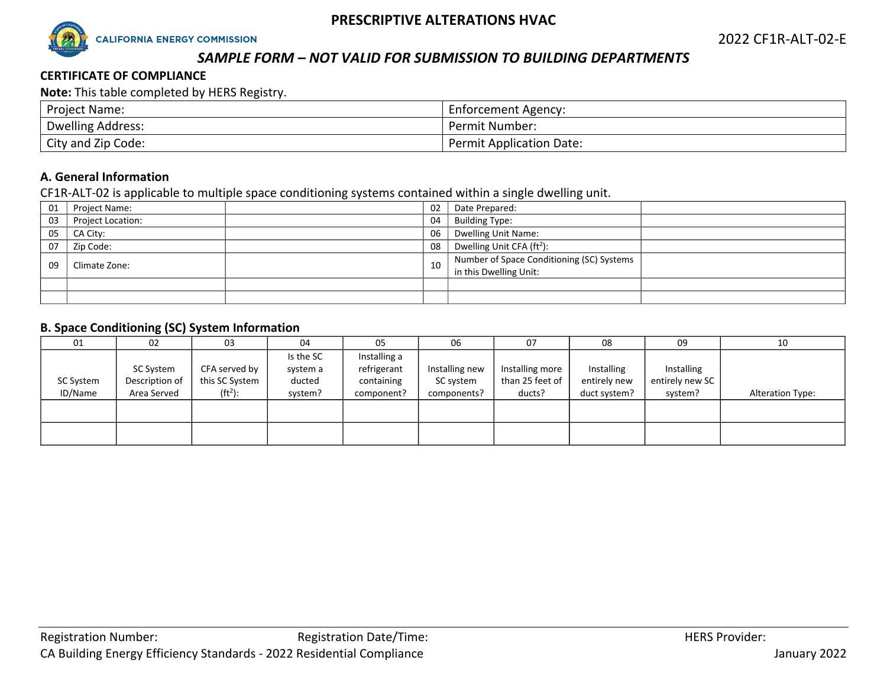# PRESCRIPTIVE ALTERATIONS HVAC

CALIFORNIA ENERGY COMMISSION

2022 CF1R-ALT-02-E

*SAMPLE FORM – NOT VALID FOR SUBMISSION TO BUILDING DEPARTMENTS*

**CERTIFICATE OF COMPLIANCE**

**Note:** This table completed by HERS Registry.

| Project Name: | Enforcement Agency: |
|---|---|
| Dwelling Address: | Permit Number: |
| City and Zip Code: | Permit Application Date: |

## A. General Information

CF1R-ALT-02 is applicable to multiple space conditioning systems contained within a single dwelling unit.

| | | | | | |
|---|---|---|---|---|---|
| 01 | Project Name: | | 02 | Date Prepared: | |
| 03 | Project Location: | | 04 | Building Type: | |
| 05 | CA City: | | 06 | Dwelling Unit Name: | |
| 07 | Zip Code: | | 08 | Dwelling Unit CFA (ft$^2$): | |
| 09 | Climate Zone: | | 10 | Number of Space Conditioning (SC) Systems in this Dwelling Unit: | |
| | | | | | |
| | | | | | |

## B. Space Conditioning (SC) System Information

| 01 | 02 | 03 | 04 | 05 | 06 | 07 | 08 | 09 | 10 |
|---|---|---|---|---|---|---|---|---|---|
| SC System ID/Name | SC System Description of Area Served | CFA served by this SC System (ft$^2$): | Is the SC system a ducted system? | Installing a refrigerant containing component? | Installing new SC system components? | Installing more than 25 feet of ducts? | Installing entirely new duct system? | Installing entirely new SC system? | Alteration Type: |
| | | | | | | | | | |
| | | | | | | | | | |

Registration Number: Registration Date/Time: HERS Provider:

CA Building Energy Efficiency Standards - 2022 Residential Compliance January 2022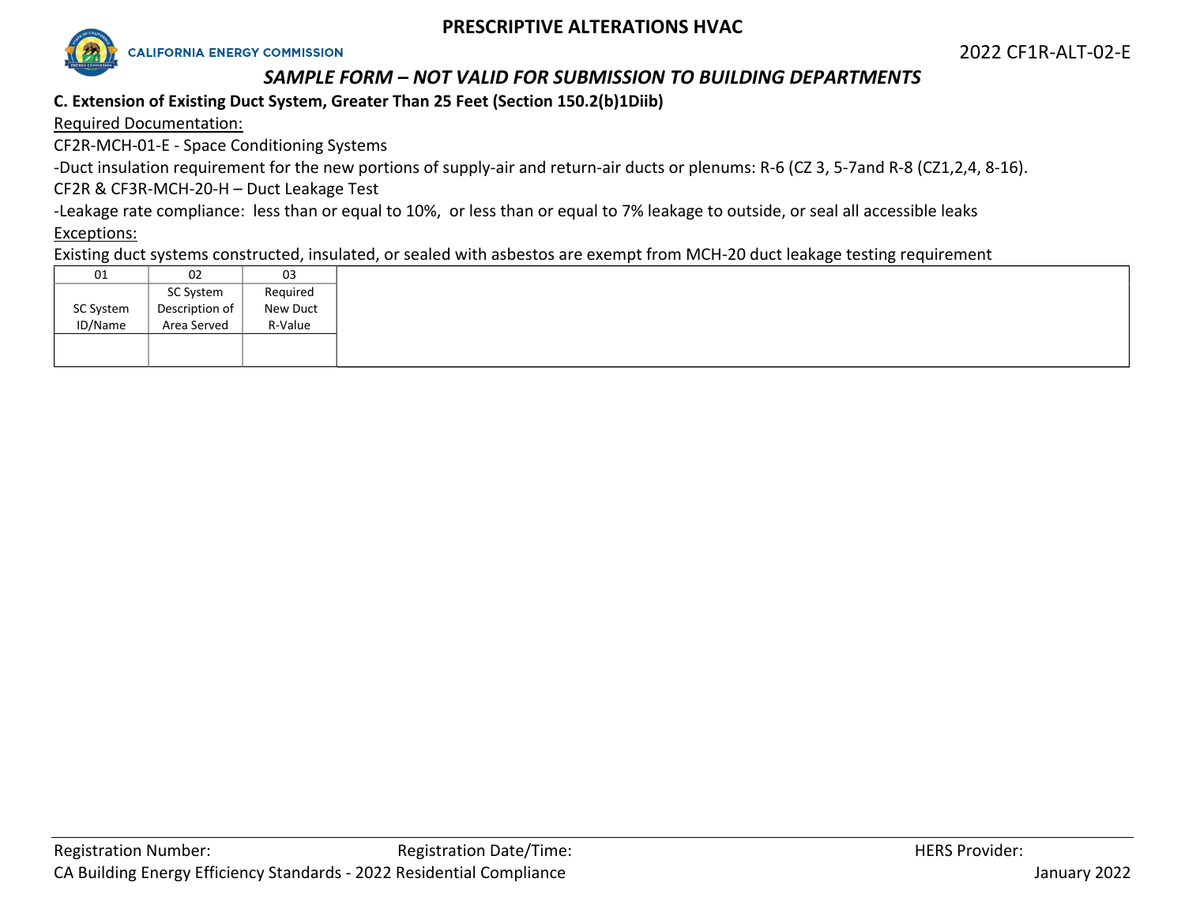**PRESCRIPTIVE ALTERATIONS HVAC**

CALIFORNIA ENERGY COMMISSION

2022 CF1R-ALT-02-E

*SAMPLE FORM – NOT VALID FOR SUBMISSION TO BUILDING DEPARTMENTS*

**C. Extension of Existing Duct System, Greater Than 25 Feet (Section 150.2(b)1Diib)**

Required Documentation:

CF2R-MCH-01-E - Space Conditioning Systems

-Duct insulation requirement for the new portions of supply-air and return-air ducts or plenums: R-6 (CZ 3, 5-7and R-8 (CZ1,2,4, 8-16).

CF2R & CF3R-MCH-20-H – Duct Leakage Test

-Leakage rate compliance: less than or equal to 10%, or less than or equal to 7% leakage to outside, or seal all accessible leaks

Exceptions:

Existing duct systems constructed, insulated, or sealed with asbestos are exempt from MCH-20 duct leakage testing requirement

| 01 | 02 | 03 |
|---|---|---|
| SC System ID/Name | SC System Description of Area Served | Required New Duct R-Value |
| | | |

Registration Number: Registration Date/Time: HERS Provider:

CA Building Energy Efficiency Standards - 2022 Residential Compliance January 2022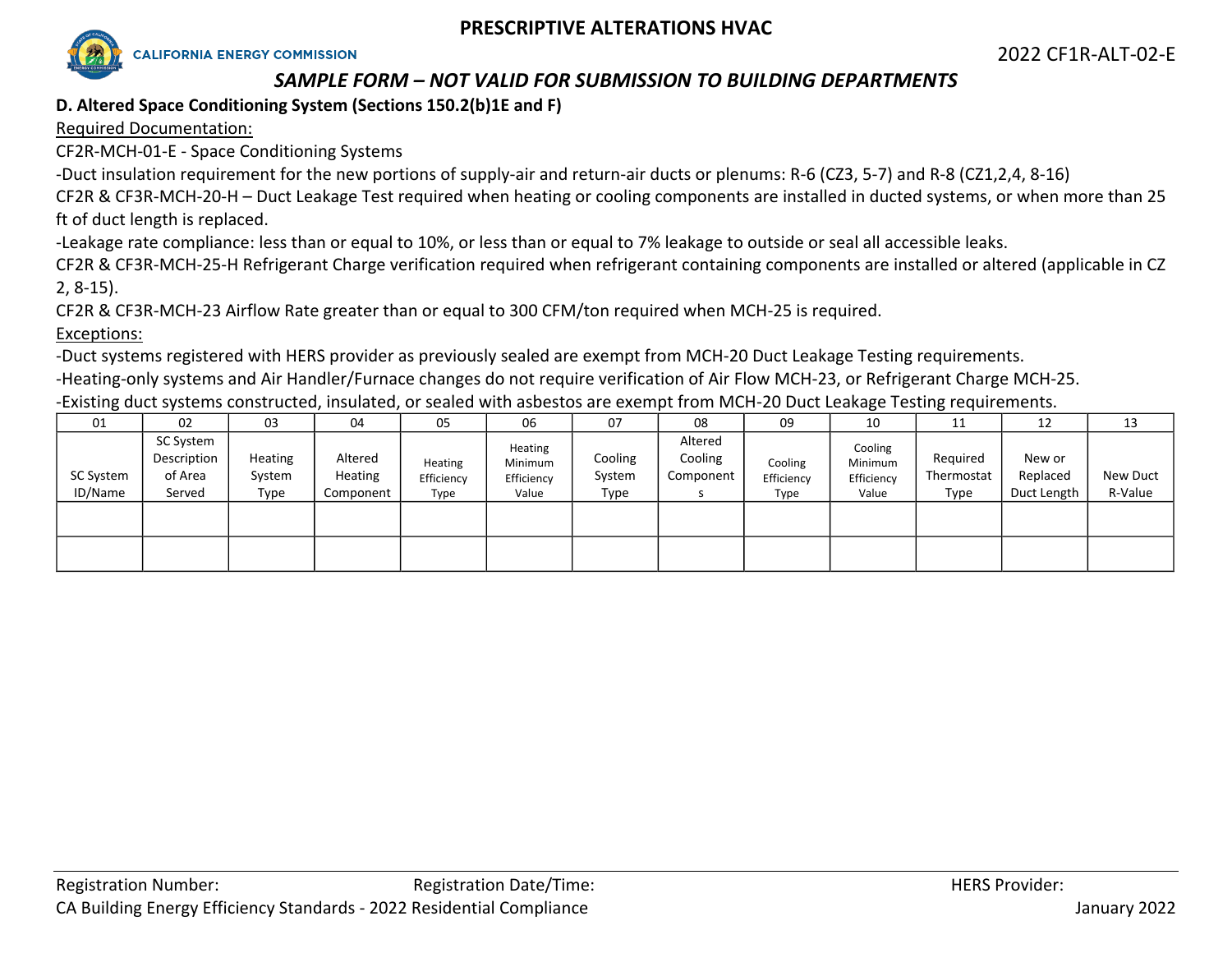**D. Altered Space Conditioning System (Sections 150.2(b)1E and F)**

Required Documentation:

CF2R-MCH-01-E - Space Conditioning Systems

-Duct insulation requirement for the new portions of supply-air and return-air ducts or plenums: R-6 (CZ3, 5-7) and R-8 (CZ1,2,4, 8-16)

CF2R & CF3R-MCH-20-H – Duct Leakage Test required when heating or cooling components are installed in ducted systems, or when more than 25 ft of duct length is replaced.

-Leakage rate compliance: less than or equal to 10%, or less than or equal to 7% leakage to outside or seal all accessible leaks.

CF2R & CF3R-MCH-25-H Refrigerant Charge verification required when refrigerant containing components are installed or altered (applicable in CZ 2, 8-15).

CF2R & CF3R-MCH-23 Airflow Rate greater than or equal to 300 CFM/ton required when MCH-25 is required.

Exceptions:

-Duct systems registered with HERS provider as previously sealed are exempt from MCH-20 Duct Leakage Testing requirements.

-Heating-only systems and Air Handler/Furnace changes do not require verification of Air Flow MCH-23, or Refrigerant Charge MCH-25.

-Existing duct systems constructed, insulated, or sealed with asbestos are exempt from MCH-20 Duct Leakage Testing requirements.

| 01 | 02 | 03 | 04 | 05 | 06 | 07 | 08 | 09 | 10 | 11 | 12 | 13 |
|---|---|---|---|---|---|---|---|---|---|---|---|---|
| SC System ID/Name | SC System Description of Area Served | Heating System Type | Altered Heating Component | Heating Efficiency Type | Heating Minimum Efficiency Value | Cooling System Type | Altered Cooling Components | Cooling Efficiency Type | Cooling Minimum Efficiency Value | Required Thermostat Type | New or Replaced Duct Length | New Duct R-Value |
| | | | | | | | | | | | | |
| | | | | | | | | | | | | |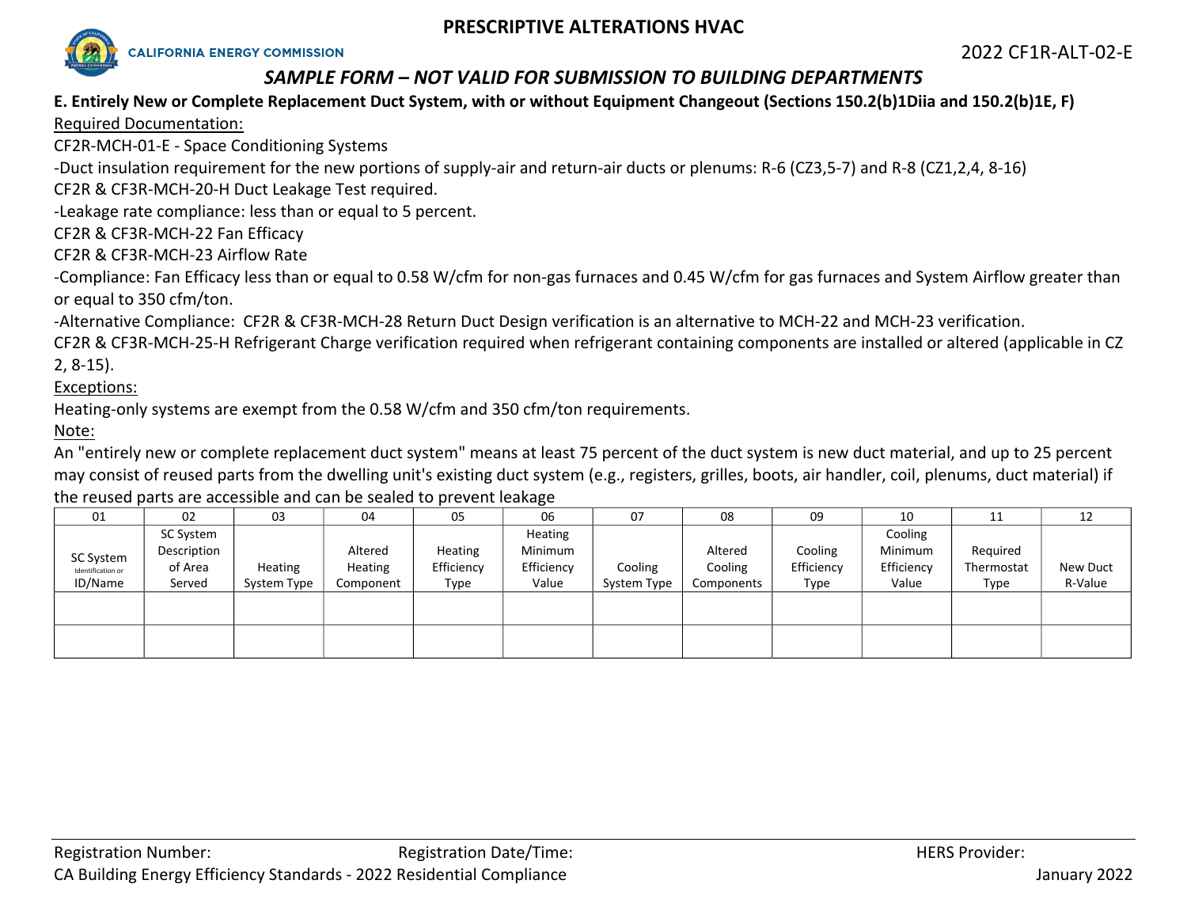## E. Entirely New or Complete Replacement Duct System, with or without Equipment Changeout (Sections 150.2(b)1Diia and 150.2(b)1E, F)

Required Documentation:

CF2R-MCH-01-E - Space Conditioning Systems

-Duct insulation requirement for the new portions of supply-air and return-air ducts or plenums: R-6 (CZ3,5-7) and R-8 (CZ1,2,4, 8-16)

CF2R & CF3R-MCH-20-H Duct Leakage Test required.

-Leakage rate compliance: less than or equal to 5 percent.

CF2R & CF3R-MCH-22 Fan Efficacy

CF2R & CF3R-MCH-23 Airflow Rate

-Compliance: Fan Efficacy less than or equal to 0.58 W/cfm for non-gas furnaces and 0.45 W/cfm for gas furnaces and System Airflow greater than or equal to 350 cfm/ton.

-Alternative Compliance: CF2R & CF3R-MCH-28 Return Duct Design verification is an alternative to MCH-22 and MCH-23 verification.

CF2R & CF3R-MCH-25-H Refrigerant Charge verification required when refrigerant containing components are installed or altered (applicable in CZ 2, 8-15).

Exceptions:

Heating-only systems are exempt from the 0.58 W/cfm and 350 cfm/ton requirements.

Note:

An "entirely new or complete replacement duct system" means at least 75 percent of the duct system is new duct material, and up to 25 percent may consist of reused parts from the dwelling unit's existing duct system (e.g., registers, grilles, boots, air handler, coil, plenums, duct material) if the reused parts are accessible and can be sealed to prevent leakage

| 01 | 02 | 03 | 04 | 05 | 06 | 07 | 08 | 09 | 10 | 11 | 12 |
|---|---|---|---|---|---|---|---|---|---|---|---|
| SC System Identification or ID/Name | SC System Description of Area Served | Heating System Type | Altered Heating Component | Heating Efficiency Type | Heating Minimum Efficiency Value | Cooling System Type | Altered Cooling Components | Cooling Efficiency Type | Cooling Minimum Efficiency Value | Required Thermostat Type | New Duct R-Value |
| | | | | | | | | | | | |
| | | | | | | | | | | | |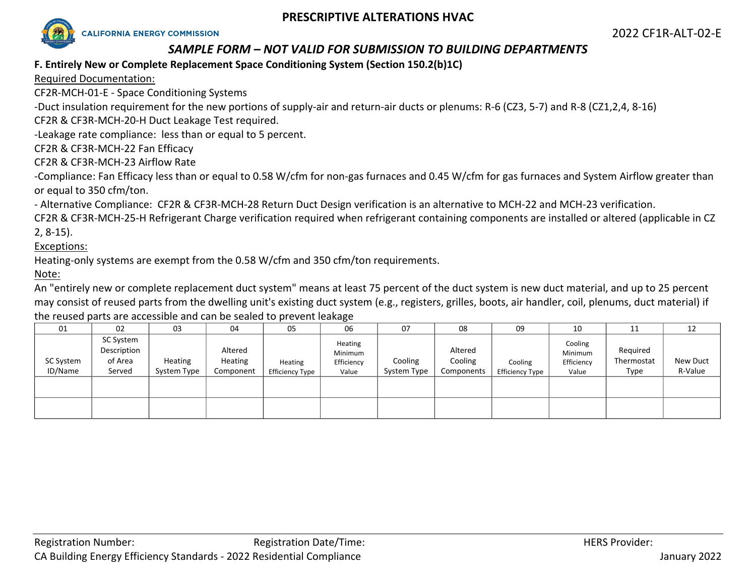# PRESCRIPTIVE ALTERATIONS HVAC

CALIFORNIA ENERGY COMMISSION

2022 CF1R-ALT-02-E

*SAMPLE FORM – NOT VALID FOR SUBMISSION TO BUILDING DEPARTMENTS*

**F. Entirely New or Complete Replacement Space Conditioning System (Section 150.2(b)1C)**

Required Documentation:

CF2R-MCH-01-E - Space Conditioning Systems

-Duct insulation requirement for the new portions of supply-air and return-air ducts or plenums: R-6 (CZ3, 5-7) and R-8 (CZ1,2,4, 8-16)

CF2R & CF3R-MCH-20-H Duct Leakage Test required.

-Leakage rate compliance: less than or equal to 5 percent.

CF2R & CF3R-MCH-22 Fan Efficacy

CF2R & CF3R-MCH-23 Airflow Rate

-Compliance: Fan Efficacy less than or equal to 0.58 W/cfm for non-gas furnaces and 0.45 W/cfm for gas furnaces and System Airflow greater than or equal to 350 cfm/ton.

- Alternative Compliance: CF2R & CF3R-MCH-28 Return Duct Design verification is an alternative to MCH-22 and MCH-23 verification.

CF2R & CF3R-MCH-25-H Refrigerant Charge verification required when refrigerant containing components are installed or altered (applicable in CZ 2, 8-15).

Exceptions:

Heating-only systems are exempt from the 0.58 W/cfm and 350 cfm/ton requirements.

Note:

An "entirely new or complete replacement duct system" means at least 75 percent of the duct system is new duct material, and up to 25 percent may consist of reused parts from the dwelling unit's existing duct system (e.g., registers, grilles, boots, air handler, coil, plenums, duct material) if the reused parts are accessible and can be sealed to prevent leakage

| 01 | 02 | 03 | 04 | 05 | 06 | 07 | 08 | 09 | 10 | 11 | 12 |
|---|---|---|---|---|---|---|---|---|---|---|---|
| SC System ID/Name | SC System Description of Area Served | Heating System Type | Altered Heating Component | Heating Efficiency Type | Heating Minimum Efficiency Value | Cooling System Type | Altered Cooling Components | Cooling Efficiency Type | Cooling Minimum Efficiency Value | Required Thermostat Type | New Duct R-Value |
| | | | | | | | | | | | |
| | | | | | | | | | | | |

Registration Number: Registration Date/Time: HERS Provider:

CA Building Energy Efficiency Standards - 2022 Residential Compliance January 2022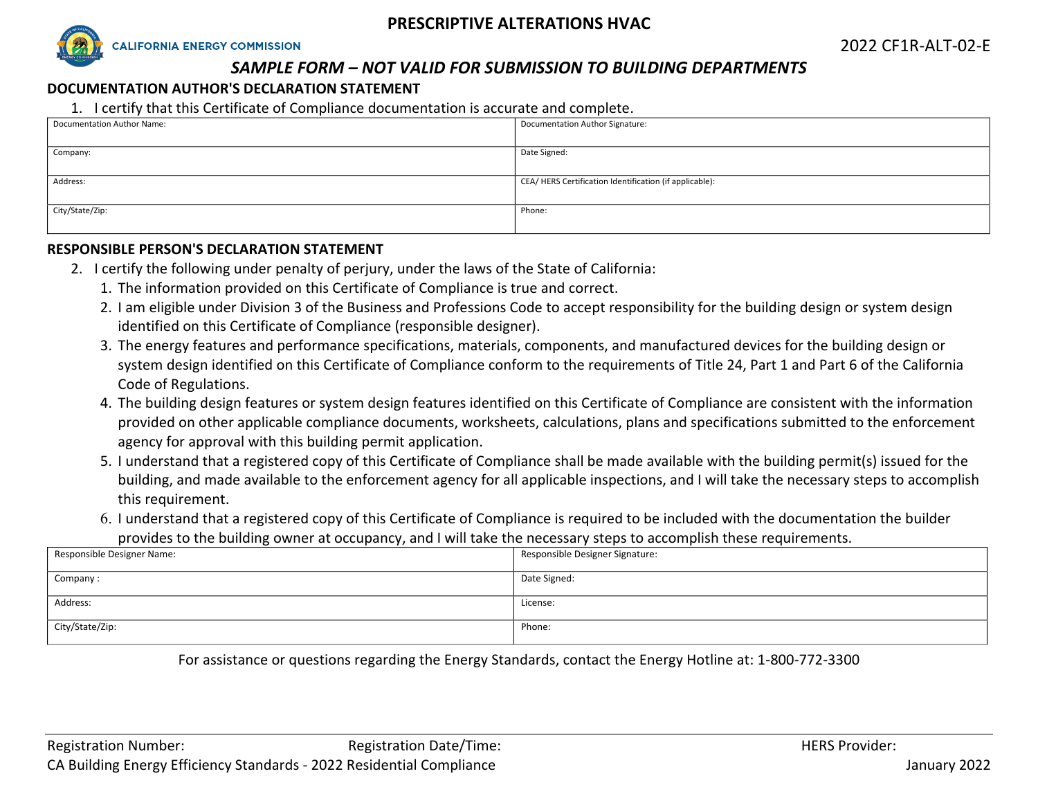## DOCUMENTATION AUTHOR'S DECLARATION STATEMENT

1. I certify that this Certificate of Compliance documentation is accurate and complete.

| Documentation Author Name: | Documentation Author Signature: |
|---|---|
| Company: | Date Signed: |
| Address: | CEA/ HERS Certification Identification (if applicable): |
| City/State/Zip: | Phone: |

## RESPONSIBLE PERSON'S DECLARATION STATEMENT

2. I certify the following under penalty of perjury, under the laws of the State of California:
   1. The information provided on this Certificate of Compliance is true and correct.
   2. I am eligible under Division 3 of the Business and Professions Code to accept responsibility for the building design or system design identified on this Certificate of Compliance (responsible designer).
   3. The energy features and performance specifications, materials, components, and manufactured devices for the building design or system design identified on this Certificate of Compliance conform to the requirements of Title 24, Part 1 and Part 6 of the California Code of Regulations.
   4. The building design features or system design features identified on this Certificate of Compliance are consistent with the information provided on other applicable compliance documents, worksheets, calculations, plans and specifications submitted to the enforcement agency for approval with this building permit application.
   5. I understand that a registered copy of this Certificate of Compliance shall be made available with the building permit(s) issued for the building, and made available to the enforcement agency for all applicable inspections, and I will take the necessary steps to accomplish this requirement.
   6. I understand that a registered copy of this Certificate of Compliance is required to be included with the documentation the builder provides to the building owner at occupancy, and I will take the necessary steps to accomplish these requirements.

| Responsible Designer Name: | Responsible Designer Signature: |
|---|---|
| Company : | Date Signed: |
| Address: | License: |
| City/State/Zip: | Phone: |

For assistance or questions regarding the Energy Standards, contact the Energy Hotline at: 1-800-772-3300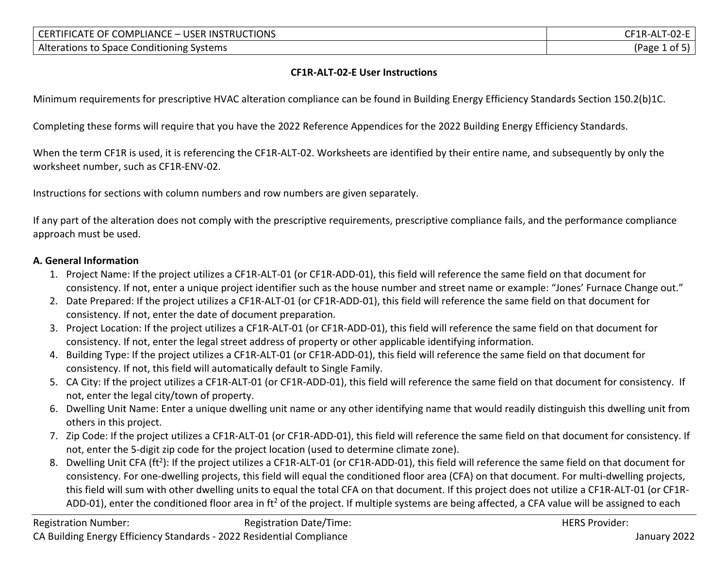## CF1R-ALT-02-E User Instructions

Minimum requirements for prescriptive HVAC alteration compliance can be found in Building Energy Efficiency Standards Section 150.2(b)1C.

Completing these forms will require that you have the 2022 Reference Appendices for the 2022 Building Energy Efficiency Standards.

When the term CF1R is used, it is referencing the CF1R-ALT-02. Worksheets are identified by their entire name, and subsequently by only the worksheet number, such as CF1R-ENV-02.

Instructions for sections with column numbers and row numbers are given separately.

If any part of the alteration does not comply with the prescriptive requirements, prescriptive compliance fails, and the performance compliance approach must be used.

### A. General Information

1. Project Name: If the project utilizes a CF1R-ALT-01 (or CF1R-ADD-01), this field will reference the same field on that document for consistency. If not, enter a unique project identifier such as the house number and street name or example: "Jones' Furnace Change out."
2. Date Prepared: If the project utilizes a CF1R-ALT-01 (or CF1R-ADD-01), this field will reference the same field on that document for consistency. If not, enter the date of document preparation.
3. Project Location: If the project utilizes a CF1R-ALT-01 (or CF1R-ADD-01), this field will reference the same field on that document for consistency. If not, enter the legal street address of property or other applicable identifying information.
4. Building Type: If the project utilizes a CF1R-ALT-01 (or CF1R-ADD-01), this field will reference the same field on that document for consistency. If not, this field will automatically default to Single Family.
5. CA City: If the project utilizes a CF1R-ALT-01 (or CF1R-ADD-01), this field will reference the same field on that document for consistency. If not, enter the legal city/town of property.
6. Dwelling Unit Name: Enter a unique dwelling unit name or any other identifying name that would readily distinguish this dwelling unit from others in this project.
7. Zip Code: If the project utilizes a CF1R-ALT-01 (or CF1R-ADD-01), this field will reference the same field on that document for consistency. If not, enter the 5-digit zip code for the project location (used to determine climate zone).
8. Dwelling Unit CFA (ft$^2$): If the project utilizes a CF1R-ALT-01 (or CF1R-ADD-01), this field will reference the same field on that document for consistency. For one-dwelling projects, this field will equal the conditioned floor area (CFA) on that document. For multi-dwelling projects, this field will sum with other dwelling units to equal the total CFA on that document. If this project does not utilize a CF1R-ALT-01 (or CF1R-ADD-01), enter the conditioned floor area in ft$^2$ of the project. If multiple systems are being affected, a CFA value will be assigned to each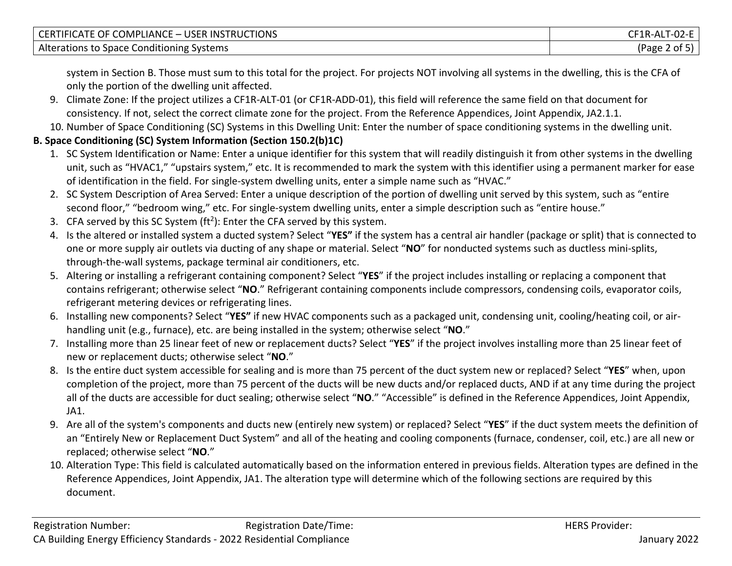system in Section B. Those must sum to this total for the project. For projects NOT involving all systems in the dwelling, this is the CFA of only the portion of the dwelling unit affected.

9. Climate Zone: If the project utilizes a CF1R-ALT-01 (or CF1R-ADD-01), this field will reference the same field on that document for consistency. If not, select the correct climate zone for the project. From the Reference Appendices, Joint Appendix, JA2.1.1.
10. Number of Space Conditioning (SC) Systems in this Dwelling Unit: Enter the number of space conditioning systems in the dwelling unit.

**B. Space Conditioning (SC) System Information (Section 150.2(b)1C)**

1. SC System Identification or Name: Enter a unique identifier for this system that will readily distinguish it from other systems in the dwelling unit, such as "HVAC1," "upstairs system," etc. It is recommended to mark the system with this identifier using a permanent marker for ease of identification in the field. For single-system dwelling units, enter a simple name such as "HVAC."
2. SC System Description of Area Served: Enter a unique description of the portion of dwelling unit served by this system, such as "entire second floor," "bedroom wing," etc. For single-system dwelling units, enter a simple description such as "entire house."
3. CFA served by this SC System (ft$^2$): Enter the CFA served by this system.
4. Is the altered or installed system a ducted system? Select "**YES**" if the system has a central air handler (package or split) that is connected to one or more supply air outlets via ducting of any shape or material. Select "**NO**" for nonducted systems such as ductless mini-splits, through-the-wall systems, package terminal air conditioners, etc.
5. Altering or installing a refrigerant containing component? Select "**YES**" if the project includes installing or replacing a component that contains refrigerant; otherwise select "**NO**." Refrigerant containing components include compressors, condensing coils, evaporator coils, refrigerant metering devices or refrigerating lines.
6. Installing new components? Select "**YES**" if new HVAC components such as a packaged unit, condensing unit, cooling/heating coil, or air-handling unit (e.g., furnace), etc. are being installed in the system; otherwise select "**NO**."
7. Installing more than 25 linear feet of new or replacement ducts? Select "**YES**" if the project involves installing more than 25 linear feet of new or replacement ducts; otherwise select "**NO**."
8. Is the entire duct system accessible for sealing and is more than 75 percent of the duct system new or replaced? Select "**YES**" when, upon completion of the project, more than 75 percent of the ducts will be new ducts and/or replaced ducts, AND if at any time during the project all of the ducts are accessible for duct sealing; otherwise select "**NO**." "Accessible" is defined in the Reference Appendices, Joint Appendix, JA1.
9. Are all of the system's components and ducts new (entirely new system) or replaced? Select "**YES**" if the duct system meets the definition of an "Entirely New or Replacement Duct System" and all of the heating and cooling components (furnace, condenser, coil, etc.) are all new or replaced; otherwise select "**NO**."
10. Alteration Type: This field is calculated automatically based on the information entered in previous fields. Alteration types are defined in the Reference Appendices, Joint Appendix, JA1. The alteration type will determine which of the following sections are required by this document.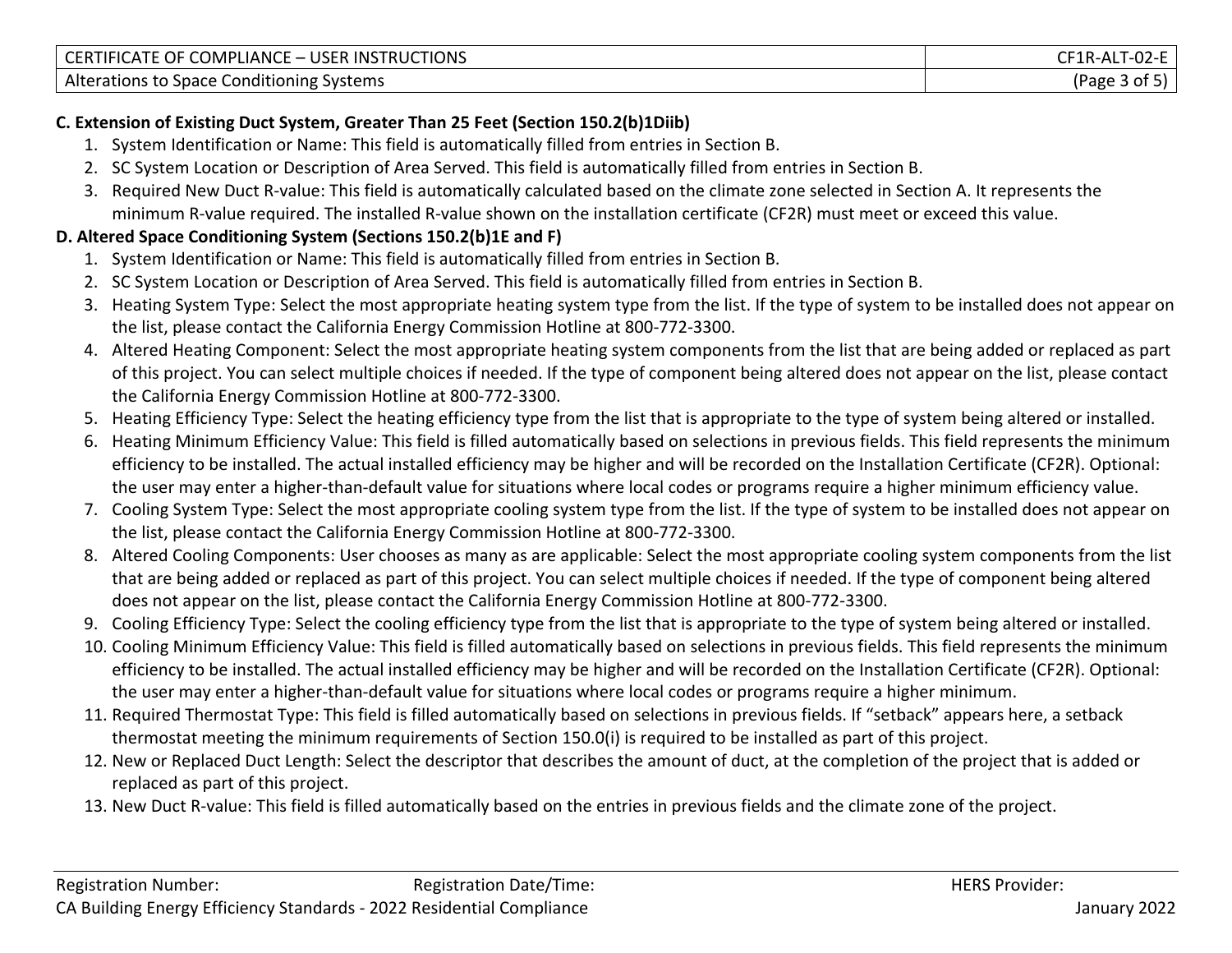### C. Extension of Existing Duct System, Greater Than 25 Feet (Section 150.2(b)1Diib)

1. System Identification or Name: This field is automatically filled from entries in Section B.
2. SC System Location or Description of Area Served. This field is automatically filled from entries in Section B.
3. Required New Duct R-value: This field is automatically calculated based on the climate zone selected in Section A. It represents the minimum R-value required. The installed R-value shown on the installation certificate (CF2R) must meet or exceed this value.

### D. Altered Space Conditioning System (Sections 150.2(b)1E and F)

1. System Identification or Name: This field is automatically filled from entries in Section B.
2. SC System Location or Description of Area Served. This field is automatically filled from entries in Section B.
3. Heating System Type: Select the most appropriate heating system type from the list. If the type of system to be installed does not appear on the list, please contact the California Energy Commission Hotline at 800-772-3300.
4. Altered Heating Component: Select the most appropriate heating system components from the list that are being added or replaced as part of this project. You can select multiple choices if needed. If the type of component being altered does not appear on the list, please contact the California Energy Commission Hotline at 800-772-3300.
5. Heating Efficiency Type: Select the heating efficiency type from the list that is appropriate to the type of system being altered or installed.
6. Heating Minimum Efficiency Value: This field is filled automatically based on selections in previous fields. This field represents the minimum efficiency to be installed. The actual installed efficiency may be higher and will be recorded on the Installation Certificate (CF2R). Optional: the user may enter a higher-than-default value for situations where local codes or programs require a higher minimum efficiency value.
7. Cooling System Type: Select the most appropriate cooling system type from the list. If the type of system to be installed does not appear on the list, please contact the California Energy Commission Hotline at 800-772-3300.
8. Altered Cooling Components: User chooses as many as are applicable: Select the most appropriate cooling system components from the list that are being added or replaced as part of this project. You can select multiple choices if needed. If the type of component being altered does not appear on the list, please contact the California Energy Commission Hotline at 800-772-3300.
9. Cooling Efficiency Type: Select the cooling efficiency type from the list that is appropriate to the type of system being altered or installed.
10. Cooling Minimum Efficiency Value: This field is filled automatically based on selections in previous fields. This field represents the minimum efficiency to be installed. The actual installed efficiency may be higher and will be recorded on the Installation Certificate (CF2R). Optional: the user may enter a higher-than-default value for situations where local codes or programs require a higher minimum.
11. Required Thermostat Type: This field is filled automatically based on selections in previous fields. If "setback" appears here, a setback thermostat meeting the minimum requirements of Section 150.0(i) is required to be installed as part of this project.
12. New or Replaced Duct Length: Select the descriptor that describes the amount of duct, at the completion of the project that is added or replaced as part of this project.
13. New Duct R-value: This field is filled automatically based on the entries in previous fields and the climate zone of the project.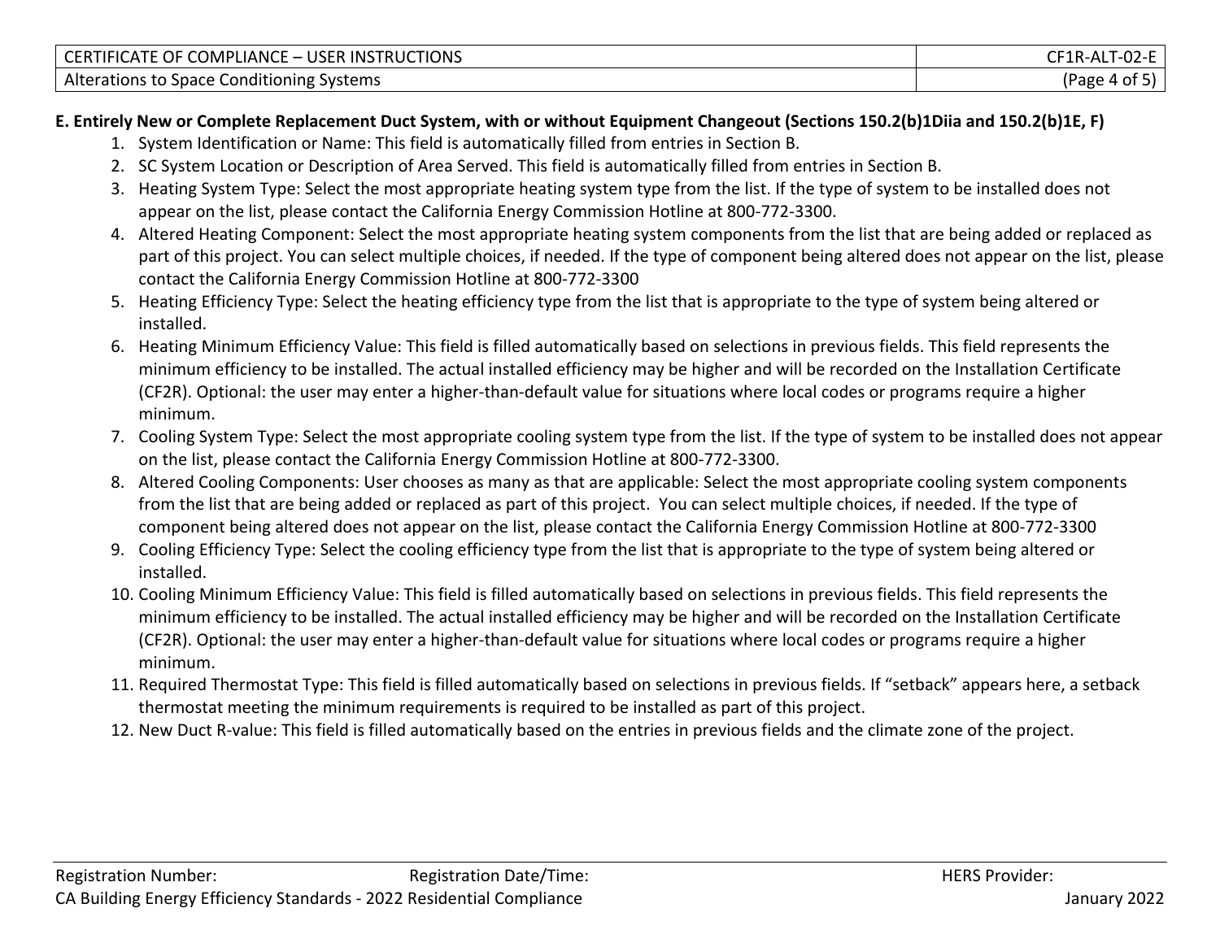**E. Entirely New or Complete Replacement Duct System, with or without Equipment Changeout (Sections 150.2(b)1Diia and 150.2(b)1E, F)**

1. System Identification or Name: This field is automatically filled from entries in Section B.
2. SC System Location or Description of Area Served. This field is automatically filled from entries in Section B.
3. Heating System Type: Select the most appropriate heating system type from the list. If the type of system to be installed does not appear on the list, please contact the California Energy Commission Hotline at 800-772-3300.
4. Altered Heating Component: Select the most appropriate heating system components from the list that are being added or replaced as part of this project. You can select multiple choices, if needed. If the type of component being altered does not appear on the list, please contact the California Energy Commission Hotline at 800-772-3300
5. Heating Efficiency Type: Select the heating efficiency type from the list that is appropriate to the type of system being altered or installed.
6. Heating Minimum Efficiency Value: This field is filled automatically based on selections in previous fields. This field represents the minimum efficiency to be installed. The actual installed efficiency may be higher and will be recorded on the Installation Certificate (CF2R). Optional: the user may enter a higher-than-default value for situations where local codes or programs require a higher minimum.
7. Cooling System Type: Select the most appropriate cooling system type from the list. If the type of system to be installed does not appear on the list, please contact the California Energy Commission Hotline at 800-772-3300.
8. Altered Cooling Components: User chooses as many as that are applicable: Select the most appropriate cooling system components from the list that are being added or replaced as part of this project. You can select multiple choices, if needed. If the type of component being altered does not appear on the list, please contact the California Energy Commission Hotline at 800-772-3300
9. Cooling Efficiency Type: Select the cooling efficiency type from the list that is appropriate to the type of system being altered or installed.
10. Cooling Minimum Efficiency Value: This field is filled automatically based on selections in previous fields. This field represents the minimum efficiency to be installed. The actual installed efficiency may be higher and will be recorded on the Installation Certificate (CF2R). Optional: the user may enter a higher-than-default value for situations where local codes or programs require a higher minimum.
11. Required Thermostat Type: This field is filled automatically based on selections in previous fields. If "setback" appears here, a setback thermostat meeting the minimum requirements is required to be installed as part of this project.
12. New Duct R-value: This field is filled automatically based on the entries in previous fields and the climate zone of the project.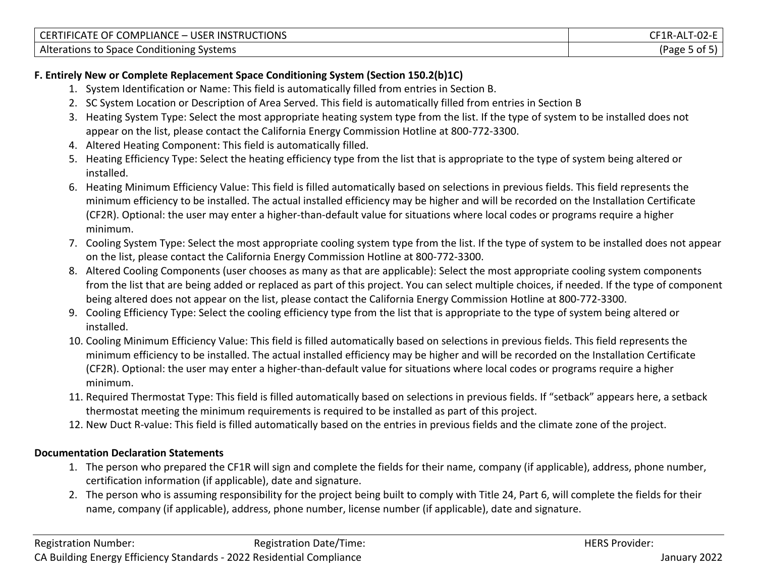**F. Entirely New or Complete Replacement Space Conditioning System (Section 150.2(b)1C)**

1. System Identification or Name: This field is automatically filled from entries in Section B.
2. SC System Location or Description of Area Served. This field is automatically filled from entries in Section B
3. Heating System Type: Select the most appropriate heating system type from the list. If the type of system to be installed does not appear on the list, please contact the California Energy Commission Hotline at 800-772-3300.
4. Altered Heating Component: This field is automatically filled.
5. Heating Efficiency Type: Select the heating efficiency type from the list that is appropriate to the type of system being altered or installed.
6. Heating Minimum Efficiency Value: This field is filled automatically based on selections in previous fields. This field represents the minimum efficiency to be installed. The actual installed efficiency may be higher and will be recorded on the Installation Certificate (CF2R). Optional: the user may enter a higher-than-default value for situations where local codes or programs require a higher minimum.
7. Cooling System Type: Select the most appropriate cooling system type from the list. If the type of system to be installed does not appear on the list, please contact the California Energy Commission Hotline at 800-772-3300.
8. Altered Cooling Components (user chooses as many as that are applicable): Select the most appropriate cooling system components from the list that are being added or replaced as part of this project. You can select multiple choices, if needed. If the type of component being altered does not appear on the list, please contact the California Energy Commission Hotline at 800-772-3300.
9. Cooling Efficiency Type: Select the cooling efficiency type from the list that is appropriate to the type of system being altered or installed.
10. Cooling Minimum Efficiency Value: This field is filled automatically based on selections in previous fields. This field represents the minimum efficiency to be installed. The actual installed efficiency may be higher and will be recorded on the Installation Certificate (CF2R). Optional: the user may enter a higher-than-default value for situations where local codes or programs require a higher minimum.
11. Required Thermostat Type: This field is filled automatically based on selections in previous fields. If "setback" appears here, a setback thermostat meeting the minimum requirements is required to be installed as part of this project.
12. New Duct R-value: This field is filled automatically based on the entries in previous fields and the climate zone of the project.

**Documentation Declaration Statements**

1. The person who prepared the CF1R will sign and complete the fields for their name, company (if applicable), address, phone number, certification information (if applicable), date and signature.
2. The person who is assuming responsibility for the project being built to comply with Title 24, Part 6, will complete the fields for their name, company (if applicable), address, phone number, license number (if applicable), date and signature.